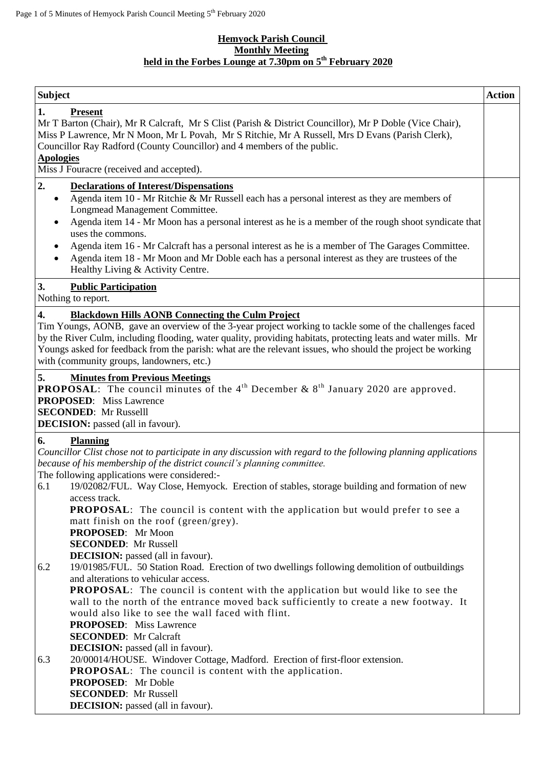# Hemyock Parish Council
## Monthly Meeting
## held in the Forbes Lounge at 7.30pm on 5th February 2020

| Subject | Action |
|---|---|
| **1. Present**<br>Mr T Barton (Chair), Mr R Calcraft, Mr S Clist (Parish & District Councillor), Mr P Doble (Vice Chair), Miss P Lawrence, Mr N Moon, Mr L Povah, Mr S Ritchie, Mr A Russell, Mrs D Evans (Parish Clerk), Councillor Ray Radford (County Councillor) and 4 members of the public.<br>**Apologies**<br>Miss J Fouracre (received and accepted). | |
| **2. Declarations of Interest/Dispensations**<br>• Agenda item 10 - Mr Ritchie & Mr Russell each has a personal interest as they are members of Longmead Management Committee.<br>• Agenda item 14 - Mr Moon has a personal interest as he is a member of the rough shoot syndicate that uses the commons.<br>• Agenda item 16 - Mr Calcraft has a personal interest as he is a member of The Garages Committee.<br>• Agenda item 18 - Mr Moon and Mr Doble each has a personal interest as they are trustees of the Healthy Living & Activity Centre. | |
| **3. Public Participation**<br>Nothing to report. | |
| **4. Blackdown Hills AONB Connecting the Culm Project**<br>Tim Youngs, AONB, gave an overview of the 3-year project working to tackle some of the challenges faced by the River Culm, including flooding, water quality, providing habitats, protecting leats and water mills. Mr Youngs asked for feedback from the parish: what are the relevant issues, who should the project be working with (community groups, landowners, etc.) | |
| **5. Minutes from Previous Meetings**<br>**PROPOSAL**: The council minutes of the 4th December & 8th January 2020 are approved.<br>**PROPOSED**: Miss Lawrence<br>**SECONDED**: Mr Russelll<br>**DECISION:** passed (all in favour). | |
| **6. Planning**<br>*Councillor Clist chose not to participate in any discussion with regard to the following planning applications because of his membership of the district council's planning committee.*<br>The following applications were considered:-<br>6.1 19/02082/FUL. Way Close, Hemyock. Erection of stables, storage building and formation of new access track.<br>**PROPOSAL**: The council is content with the application but would prefer to see a matt finish on the roof (green/grey).<br>**PROPOSED**: Mr Moon<br>**SECONDED**: Mr Russell<br>**DECISION:** passed (all in favour).<br>6.2 19/01985/FUL. 50 Station Road. Erection of two dwellings following demolition of outbuildings and alterations to vehicular access.<br>**PROPOSAL**: The council is content with the application but would like to see the wall to the north of the entrance moved back sufficiently to create a new footway. It would also like to see the wall faced with flint.<br>**PROPOSED**: Miss Lawrence<br>**SECONDED**: Mr Calcraft<br>**DECISION:** passed (all in favour).<br>6.3 20/00014/HOUSE. Windover Cottage, Madford. Erection of first-floor extension.<br>**PROPOSAL**: The council is content with the application.<br>**PROPOSED**: Mr Doble<br>**SECONDED**: Mr Russell<br>**DECISION:** passed (all in favour). | |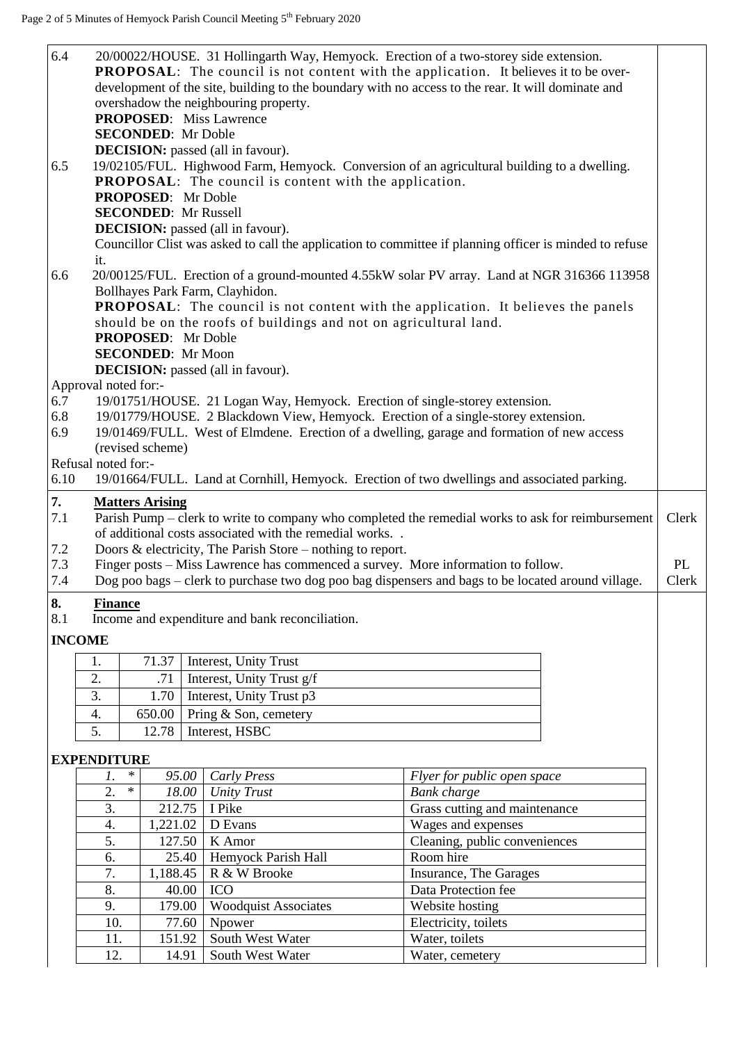6.4 20/00022/HOUSE. 31 Hollingarth Way, Hemyock. Erection of a two-storey side extension.
**PROPOSAL**: The council is not content with the application. It believes it to be over-development of the site, building to the boundary with no access to the rear. It will dominate and overshadow the neighbouring property.
**PROPOSED**: Miss Lawrence
**SECONDED**: Mr Doble
**DECISION:** passed (all in favour).

6.5 19/02105/FUL. Highwood Farm, Hemyock. Conversion of an agricultural building to a dwelling.
**PROPOSAL**: The council is content with the application.
**PROPOSED**: Mr Doble
**SECONDED**: Mr Russell
**DECISION:** passed (all in favour).
Councillor Clist was asked to call the application to committee if planning officer is minded to refuse it.

6.6 20/00125/FUL. Erection of a ground-mounted 4.55kW solar PV array. Land at NGR 316366 113958 Bollhayes Park Farm, Clayhidon.
**PROPOSAL**: The council is not content with the application. It believes the panels should be on the roofs of buildings and not on agricultural land.
**PROPOSED**: Mr Doble
**SECONDED**: Mr Moon
**DECISION:** passed (all in favour).

Approval noted for:-

6.7 19/01751/HOUSE. 21 Logan Way, Hemyock. Erection of single-storey extension.
6.8 19/01779/HOUSE. 2 Blackdown View, Hemyock. Erection of a single-storey extension.
6.9 19/01469/FULL. West of Elmdene. Erection of a dwelling, garage and formation of new access (revised scheme)

Refusal noted for:-

6.10 19/01664/FULL. Land at Cornhill, Hemyock. Erection of two dwellings and associated parking.

## 7. Matters Arising

7.1 Parish Pump – clerk to write to company who completed the remedial works to ask for reimbursement of additional costs associated with the remedial works. . — Clerk
7.2 Doors & electricity, The Parish Store – nothing to report.
7.3 Finger posts – Miss Lawrence has commenced a survey. More information to follow. — PL
7.4 Dog poo bags – clerk to purchase two dog poo bag dispensers and bags to be located around village. — Clerk

## 8. Finance

8.1 Income and expenditure and bank reconciliation.

**INCOME**

| | | |
|---|---|---|
| 1. | 71.37 | Interest, Unity Trust |
| 2. | .71 | Interest, Unity Trust g/f |
| 3. | 1.70 | Interest, Unity Trust p3 |
| 4. | 650.00 | Pring & Son, cemetery |
| 5. | 12.78 | Interest, HSBC |

**EXPENDITURE**

| | | | |
|---|---|---|---|
| *1. ** | *95.00* | *Carly Press* | *Flyer for public open space* |
| 2. * | *18.00* | *Unity Trust* | *Bank charge* |
| 3. | 212.75 | I Pike | Grass cutting and maintenance |
| 4. | 1,221.02 | D Evans | Wages and expenses |
| 5. | 127.50 | K Amor | Cleaning, public conveniences |
| 6. | 25.40 | Hemyock Parish Hall | Room hire |
| 7. | 1,188.45 | R & W Brooke | Insurance, The Garages |
| 8. | 40.00 | ICO | Data Protection fee |
| 9. | 179.00 | Woodquist Associates | Website hosting |
| 10. | 77.60 | Npower | Electricity, toilets |
| 11. | 151.92 | South West Water | Water, toilets |
| 12. | 14.91 | South West Water | Water, cemetery |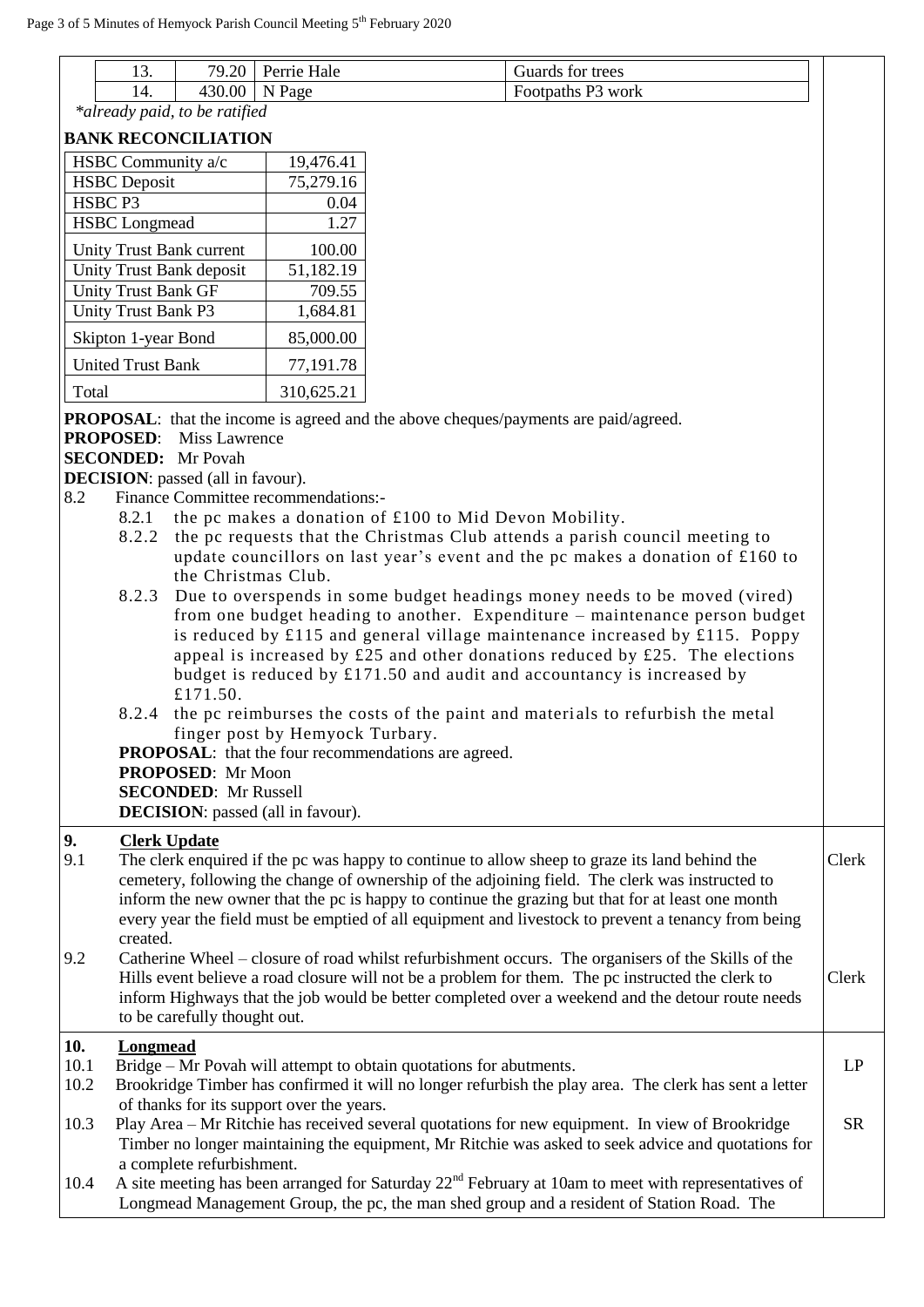| 13. | 79.20 | Perrie Hale | Guards for trees |
|---|---|---|---|
| 14. | 430.00 | N Page | Footpaths P3 work |

*already paid, to be ratified

**BANK RECONCILIATION**

| | |
|---|---|
| HSBC Community a/c | 19,476.41 |
| HSBC Deposit | 75,279.16 |
| HSBC P3 | 0.04 |
| HSBC Longmead | 1.27 |
| Unity Trust Bank current | 100.00 |
| Unity Trust Bank deposit | 51,182.19 |
| Unity Trust Bank GF | 709.55 |
| Unity Trust Bank P3 | 1,684.81 |
| Skipton 1-year Bond | 85,000.00 |
| United Trust Bank | 77,191.78 |
| Total | 310,625.21 |

**PROPOSAL**: that the income is agreed and the above cheques/payments are paid/agreed.
**PROPOSED**: Miss Lawrence
**SECONDED:** Mr Povah
**DECISION**: passed (all in favour).

8.2 Finance Committee recommendations:-

8.2.1 the pc makes a donation of £100 to Mid Devon Mobility.

8.2.2 the pc requests that the Christmas Club attends a parish council meeting to update councillors on last year's event and the pc makes a donation of £160 to the Christmas Club.

8.2.3 Due to overspends in some budget headings money needs to be moved (vired) from one budget heading to another. Expenditure – maintenance person budget is reduced by £115 and general village maintenance increased by £115. Poppy appeal is increased by £25 and other donations reduced by £25. The elections budget is reduced by £171.50 and audit and accountancy is increased by £171.50.

8.2.4 the pc reimburses the costs of the paint and materials to refurbish the metal finger post by Hemyock Turbary.

**PROPOSAL**: that the four recommendations are agreed.
**PROPOSED**: Mr Moon
**SECONDED**: Mr Russell
**DECISION**: passed (all in favour).

## 9. Clerk Update

9.1 The clerk enquired if the pc was happy to continue to allow sheep to graze its land behind the cemetery, following the change of ownership of the adjoining field. The clerk was instructed to inform the new owner that the pc is happy to continue the grazing but that for at least one month every year the field must be emptied of all equipment and livestock to prevent a tenancy from being created. — Clerk

9.2 Catherine Wheel – closure of road whilst refurbishment occurs. The organisers of the Skills of the Hills event believe a road closure will not be a problem for them. The pc instructed the clerk to inform Highways that the job would be better completed over a weekend and the detour route needs to be carefully thought out. — Clerk

## 10. Longmead

10.1 Bridge – Mr Povah will attempt to obtain quotations for abutments. — LP

10.2 Brookridge Timber has confirmed it will no longer refurbish the play area. The clerk has sent a letter of thanks for its support over the years.

10.3 Play Area – Mr Ritchie has received several quotations for new equipment. In view of Brookridge Timber no longer maintaining the equipment, Mr Ritchie was asked to seek advice and quotations for a complete refurbishment. — SR

10.4 A site meeting has been arranged for Saturday 22nd February at 10am to meet with representatives of Longmead Management Group, the pc, the man shed group and a resident of Station Road. The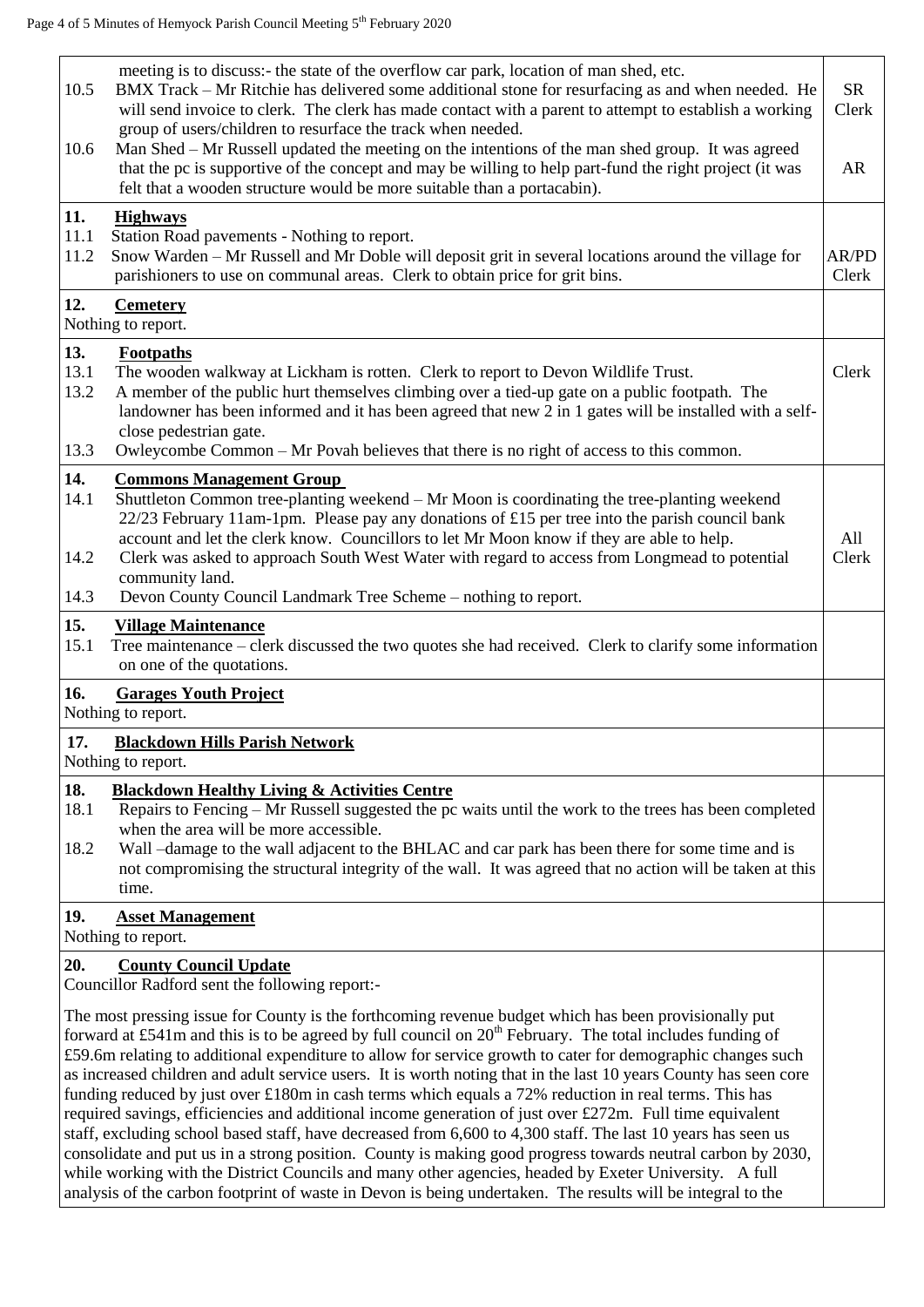| | |
|---|---|
| meeting is to discuss:- the state of the overflow car park, location of man shed, etc. | |
| 10.5 BMX Track – Mr Ritchie has delivered some additional stone for resurfacing as and when needed. He will send invoice to clerk. The clerk has made contact with a parent to attempt to establish a working group of users/children to resurface the track when needed. | SR Clerk |
| 10.6 Man Shed – Mr Russell updated the meeting on the intentions of the man shed group. It was agreed that the pc is supportive of the concept and may be willing to help part-fund the right project (it was felt that a wooden structure would be more suitable than a portacabin). | AR |
| **11. Highways** | |
| 11.1 Station Road pavements - Nothing to report. | |
| 11.2 Snow Warden – Mr Russell and Mr Doble will deposit grit in several locations around the village for parishioners to use on communal areas. Clerk to obtain price for grit bins. | AR/PD Clerk |
| **12. Cemetery** | |
| Nothing to report. | |
| **13. Footpaths** | |
| 13.1 The wooden walkway at Lickham is rotten. Clerk to report to Devon Wildlife Trust. | Clerk |
| 13.2 A member of the public hurt themselves climbing over a tied-up gate on a public footpath. The landowner has been informed and it has been agreed that new 2 in 1 gates will be installed with a self-close pedestrian gate. | |
| 13.3 Owleycombe Common – Mr Povah believes that there is no right of access to this common. | |
| **14. Commons Management Group** | |
| 14.1 Shuttleton Common tree-planting weekend – Mr Moon is coordinating the tree-planting weekend 22/23 February 11am-1pm. Please pay any donations of £15 per tree into the parish council bank account and let the clerk know. Councillors to let Mr Moon know if they are able to help. | All |
| 14.2 Clerk was asked to approach South West Water with regard to access from Longmead to potential community land. | Clerk |
| 14.3 Devon County Council Landmark Tree Scheme – nothing to report. | |
| **15. Village Maintenance** | |
| 15.1 Tree maintenance – clerk discussed the two quotes she had received. Clerk to clarify some information on one of the quotations. | |
| **16. Garages Youth Project** | |
| Nothing to report. | |
| **17. Blackdown Hills Parish Network** | |
| Nothing to report. | |
| **18. Blackdown Healthy Living & Activities Centre** | |
| 18.1 Repairs to Fencing – Mr Russell suggested the pc waits until the work to the trees has been completed when the area will be more accessible. | |
| 18.2 Wall –damage to the wall adjacent to the BHLAC and car park has been there for some time and is not compromising the structural integrity of the wall. It was agreed that no action will be taken at this time. | |
| **19. Asset Management** | |
| Nothing to report. | |
| **20. County Council Update** | |
| Councillor Radford sent the following report:- | |
| The most pressing issue for County is the forthcoming revenue budget which has been provisionally put forward at £541m and this is to be agreed by full council on 20th February. The total includes funding of £59.6m relating to additional expenditure to allow for service growth to cater for demographic changes such as increased children and adult service users. It is worth noting that in the last 10 years County has seen core funding reduced by just over £180m in cash terms which equals a 72% reduction in real terms. This has required savings, efficiencies and additional income generation of just over £272m. Full time equivalent staff, excluding school based staff, have decreased from 6,600 to 4,300 staff. The last 10 years has seen us consolidate and put us in a strong position. County is making good progress towards neutral carbon by 2030, while working with the District Councils and many other agencies, headed by Exeter University. A full analysis of the carbon footprint of waste in Devon is being undertaken. The results will be integral to the | |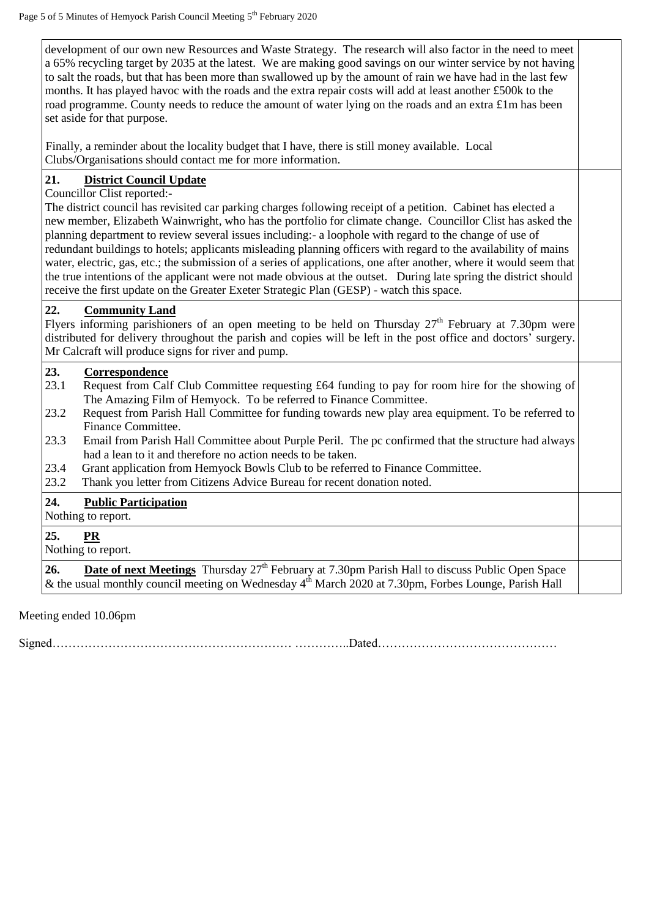development of our own new Resources and Waste Strategy. The research will also factor in the need to meet a 65% recycling target by 2035 at the latest. We are making good savings on our winter service by not having to salt the roads, but that has been more than swallowed up by the amount of rain we have had in the last few months. It has played havoc with the roads and the extra repair costs will add at least another £500k to the road programme. County needs to reduce the amount of water lying on the roads and an extra £1m has been set aside for that purpose.

Finally, a reminder about the locality budget that I have, there is still money available. Local Clubs/Organisations should contact me for more information.

**21. District Council Update**

Councillor Clist reported:-

The district council has revisited car parking charges following receipt of a petition. Cabinet has elected a new member, Elizabeth Wainwright, who has the portfolio for climate change. Councillor Clist has asked the planning department to review several issues including:- a loophole with regard to the change of use of redundant buildings to hotels; applicants misleading planning officers with regard to the availability of mains water, electric, gas, etc.; the submission of a series of applications, one after another, where it would seem that the true intentions of the applicant were not made obvious at the outset. During late spring the district should receive the first update on the Greater Exeter Strategic Plan (GESP) - watch this space.

**22. Community Land**

Flyers informing parishioners of an open meeting to be held on Thursday 27th February at 7.30pm were distributed for delivery throughout the parish and copies will be left in the post office and doctors' surgery. Mr Calcraft will produce signs for river and pump.

**23. Correspondence**

23.1 Request from Calf Club Committee requesting £64 funding to pay for room hire for the showing of The Amazing Film of Hemyock. To be referred to Finance Committee.

23.2 Request from Parish Hall Committee for funding towards new play area equipment. To be referred to Finance Committee.

23.3 Email from Parish Hall Committee about Purple Peril. The pc confirmed that the structure had always had a lean to it and therefore no action needs to be taken.

23.4 Grant application from Hemyock Bowls Club to be referred to Finance Committee.

23.2 Thank you letter from Citizens Advice Bureau for recent donation noted.

**24. Public Participation**

Nothing to report.

**25. PR**

Nothing to report.

**26. Date of next Meetings** Thursday 27th February at 7.30pm Parish Hall to discuss Public Open Space & the usual monthly council meeting on Wednesday 4th March 2020 at 7.30pm, Forbes Lounge, Parish Hall

Meeting ended 10.06pm

Signed…………………………………………………… …………..Dated………………………………………